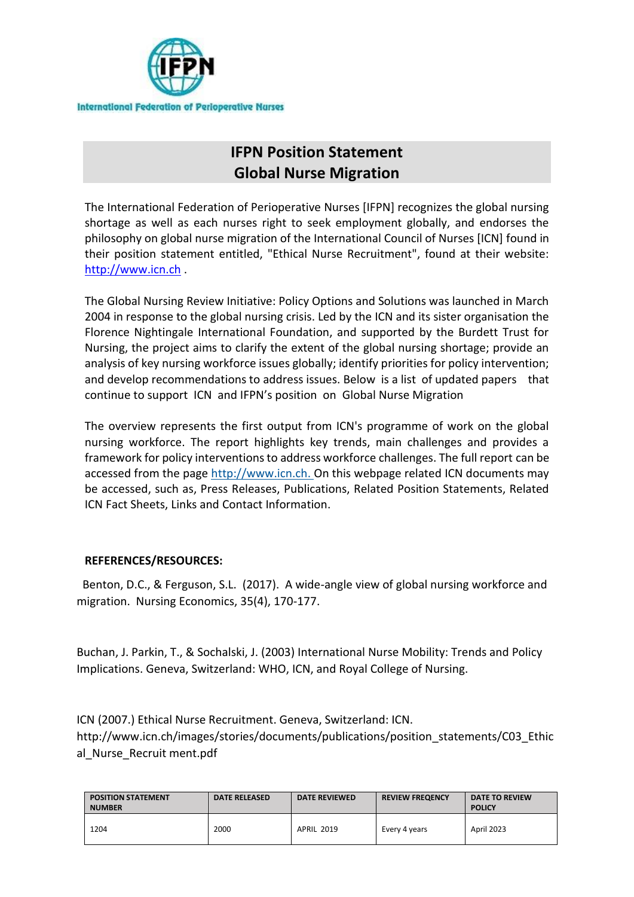International Federation of Perioperative Nurses

# IFPN Position Statement
# Global Nurse Migration

The International Federation of Perioperative Nurses [IFPN] recognizes the global nursing shortage as well as each nurses right to seek employment globally, and endorses the philosophy on global nurse migration of the International Council of Nurses [ICN] found in their position statement entitled, "Ethical Nurse Recruitment", found at their website: http://www.icn.ch .

The Global Nursing Review Initiative: Policy Options and Solutions was launched in March 2004 in response to the global nursing crisis. Led by the ICN and its sister organisation the Florence Nightingale International Foundation, and supported by the Burdett Trust for Nursing, the project aims to clarify the extent of the global nursing shortage; provide an analysis of key nursing workforce issues globally; identify priorities for policy intervention; and develop recommendations to address issues. Below is a list of updated papers that continue to support ICN and IFPN's position on Global Nurse Migration

The overview represents the first output from ICN's programme of work on the global nursing workforce. The report highlights key trends, main challenges and provides a framework for policy interventions to address workforce challenges. The full report can be accessed from the page http://www.icn.ch. On this webpage related ICN documents may be accessed, such as, Press Releases, Publications, Related Position Statements, Related ICN Fact Sheets, Links and Contact Information.

**REFERENCES/RESOURCES:**

Benton, D.C., & Ferguson, S.L. (2017). A wide-angle view of global nursing workforce and migration. Nursing Economics, 35(4), 170-177.

Buchan, J. Parkin, T., & Sochalski, J. (2003) International Nurse Mobility: Trends and Policy Implications. Geneva, Switzerland: WHO, ICN, and Royal College of Nursing.

ICN (2007.) Ethical Nurse Recruitment. Geneva, Switzerland: ICN. http://www.icn.ch/images/stories/documents/publications/position_statements/C03_Ethical_Nurse_Recruit ment.pdf

| POSITION STATEMENT NUMBER | DATE RELEASED | DATE REVIEWED | REVIEW FREQENCY | DATE TO REVIEW POLICY |
|---|---|---|---|---|
| 1204 | 2000 | APRIL 2019 | Every 4 years | April 2023 |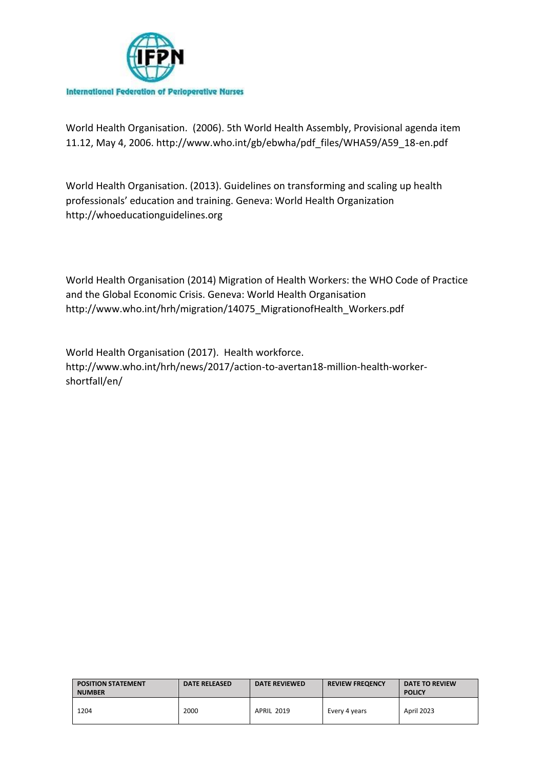World Health Organisation. (2006). 5th World Health Assembly, Provisional agenda item 11.12, May 4, 2006. http://www.who.int/gb/ebwha/pdf_files/WHA59/A59_18-en.pdf

World Health Organisation. (2013). Guidelines on transforming and scaling up health professionals' education and training. Geneva: World Health Organization http://whoeducationguidelines.org

World Health Organisation (2014) Migration of Health Workers: the WHO Code of Practice and the Global Economic Crisis. Geneva: World Health Organisation http://www.who.int/hrh/migration/14075_MigrationofHealth_Workers.pdf

World Health Organisation (2017). Health workforce. http://www.who.int/hrh/news/2017/action-to-avertan18-million-health-worker-shortfall/en/

| POSITION STATEMENT NUMBER | DATE RELEASED | DATE REVIEWED | REVIEW FREQENCY | DATE TO REVIEW POLICY |
|---|---|---|---|---|
| 1204 | 2000 | APRIL 2019 | Every 4 years | April 2023 |